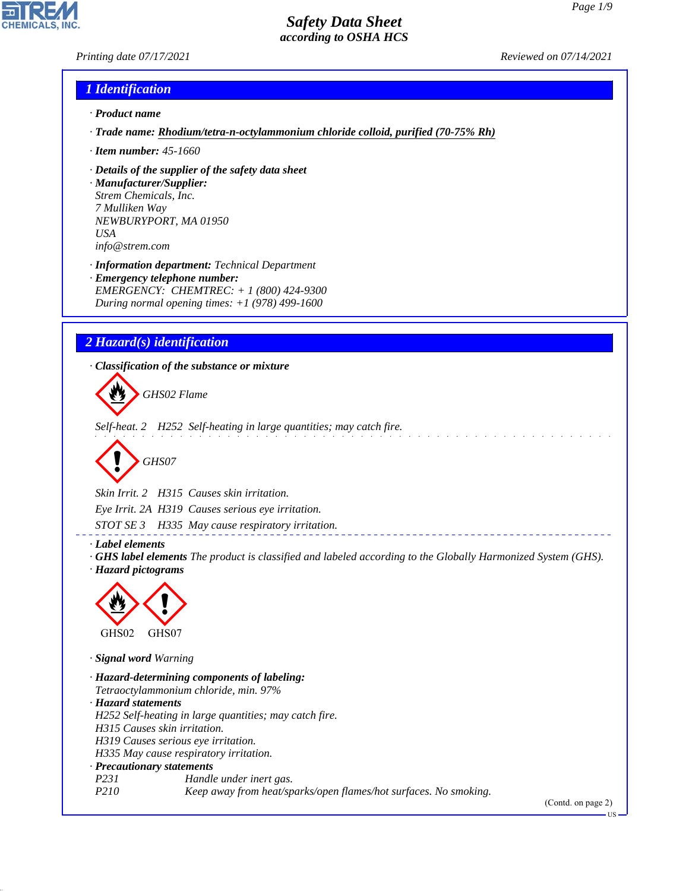# Safety Data Sheet
### according to OSHA HCS

Printing date 07/17/2021 Reviewed on 07/14/2021

## 1 Identification

· **Product name**

· **Trade name:** Rhodium/tetra-n-octylammonium chloride colloid, purified (70-75% Rh)

· **Item number:** 45-1660

· **Details of the supplier of the safety data sheet**
· **Manufacturer/Supplier:**
Strem Chemicals, Inc.
7 Mulliken Way
NEWBURYPORT, MA 01950
USA
info@strem.com

· **Information department:** Technical Department
· **Emergency telephone number:**
EMERGENCY: CHEMTREC: + 1 (800) 424-9300
During normal opening times: +1 (978) 499-1600

## 2 Hazard(s) identification

· **Classification of the substance or mixture**

GHS02 Flame

Self-heat. 2 H252 Self-heating in large quantities; may catch fire.

GHS07

Skin Irrit. 2 H315 Causes skin irritation.
Eye Irrit. 2A H319 Causes serious eye irritation.
STOT SE 3 H335 May cause respiratory irritation.

· **Label elements**
· **GHS label elements** The product is classified and labeled according to the Globally Harmonized System (GHS).
· **Hazard pictograms**

GHS02 GHS07

· **Signal word** Warning

· **Hazard-determining components of labeling:**
Tetraoctylammonium chloride, min. 97%
· **Hazard statements**
H252 Self-heating in large quantities; may catch fire.
H315 Causes skin irritation.
H319 Causes serious eye irritation.
H335 May cause respiratory irritation.
· **Precautionary statements**
P231 Handle under inert gas.
P210 Keep away from heat/sparks/open flames/hot surfaces. No smoking.

(Contd. on page 2)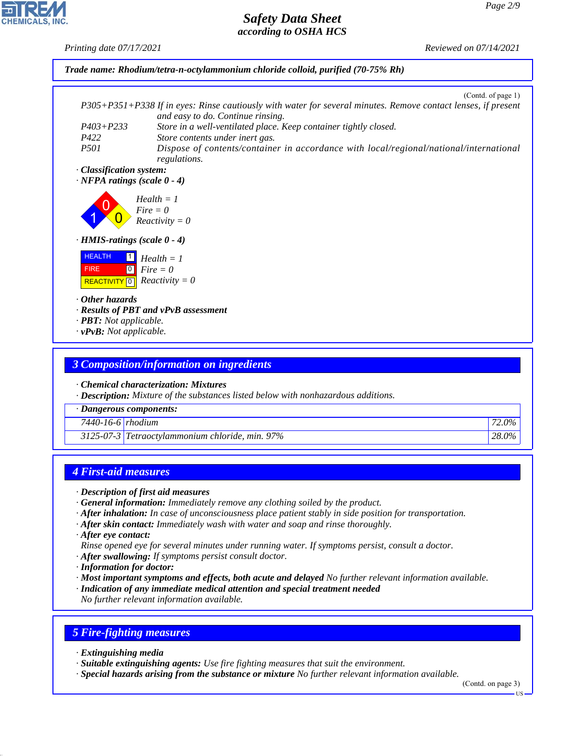**Trade name: Rhodium/tetra-n-octylammonium chloride colloid, purified (70-75% Rh)**

(Contd. of page 1)

P305+P351+P338 If in eyes: Rinse cautiously with water for several minutes. Remove contact lenses, if present and easy to do. Continue rinsing.
P403+P233 Store in a well-ventilated place. Keep container tightly closed.
P422 Store contents under inert gas.
P501 Dispose of contents/container in accordance with local/regional/national/international regulations.

· **Classification system:**
· **NFPA ratings (scale 0 - 4)**

Health = 1
Fire = 0
Reactivity = 0

· **HMIS-ratings (scale 0 - 4)**

HEALTH 1 Health = 1
FIRE 0 Fire = 0
REACTIVITY 0 Reactivity = 0

· **Other hazards**
· **Results of PBT and vPvB assessment**
· **PBT:** Not applicable.
· **vPvB:** Not applicable.

## 3 Composition/information on ingredients

· **Chemical characterization: Mixtures**
· **Description:** Mixture of the substances listed below with nonhazardous additions.

| · Dangerous components: | | |
|---|---|---|
| 7440-16-6 | rhodium | 72.0% |
| 3125-07-3 | Tetraoctylammonium chloride, min. 97% | 28.0% |

## 4 First-aid measures

· **Description of first aid measures**
· **General information:** Immediately remove any clothing soiled by the product.
· **After inhalation:** In case of unconsciousness place patient stably in side position for transportation.
· **After skin contact:** Immediately wash with water and soap and rinse thoroughly.
· **After eye contact:**
Rinse opened eye for several minutes under running water. If symptoms persist, consult a doctor.
· **After swallowing:** If symptoms persist consult doctor.
· **Information for doctor:**
· **Most important symptoms and effects, both acute and delayed** No further relevant information available.
· **Indication of any immediate medical attention and special treatment needed**
No further relevant information available.

## 5 Fire-fighting measures

· **Extinguishing media**
· **Suitable extinguishing agents:** Use fire fighting measures that suit the environment.
· **Special hazards arising from the substance or mixture** No further relevant information available.

(Contd. on page 3)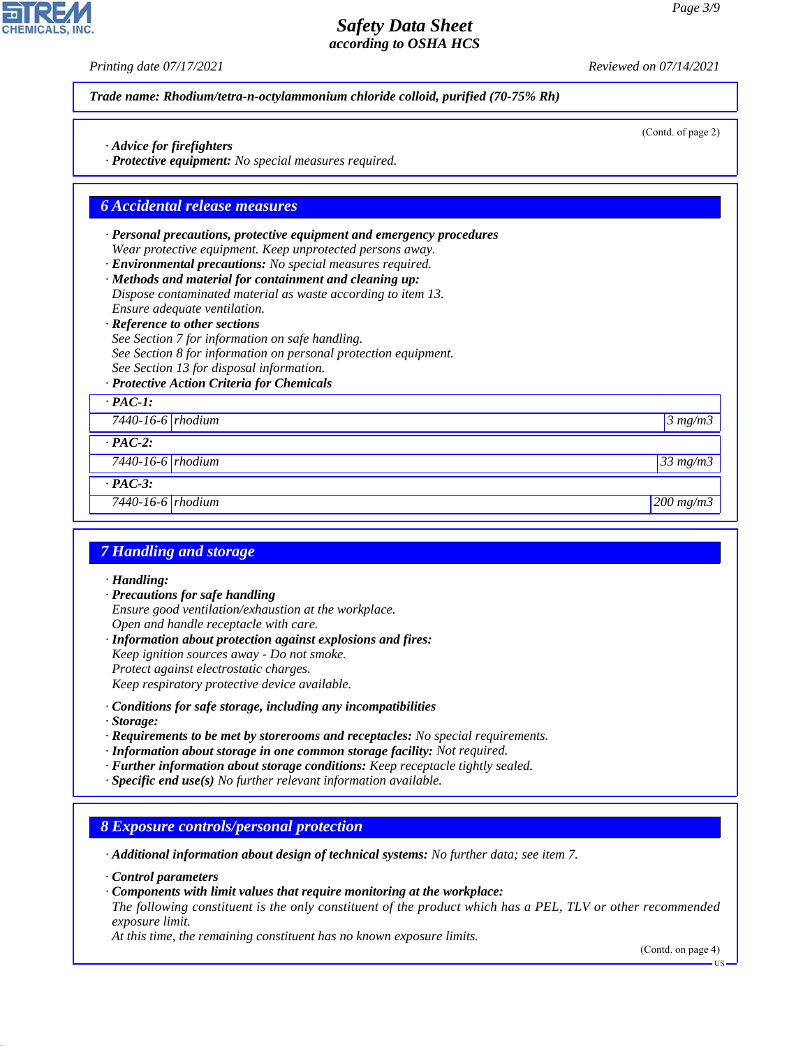Trade name: **Rhodium/tetra-n-octylammonium chloride colloid, purified (70-75% Rh)**

(Contd. of page 2)

· **Advice for firefighters**
· **Protective equipment:** No special measures required.

## 6 Accidental release measures

· **Personal precautions, protective equipment and emergency procedures**
Wear protective equipment. Keep unprotected persons away.
· **Environmental precautions:** No special measures required.
· **Methods and material for containment and cleaning up:**
Dispose contaminated material as waste according to item 13.
Ensure adequate ventilation.
· **Reference to other sections**
See Section 7 for information on safe handling.
See Section 8 for information on personal protection equipment.
See Section 13 for disposal information.
· **Protective Action Criteria for Chemicals**

| | | |
|---|---|---|
| **· PAC-1:** | | |
| 7440-16-6 | rhodium | 3 mg/m3 |
| **· PAC-2:** | | |
| 7440-16-6 | rhodium | 33 mg/m3 |
| **· PAC-3:** | | |
| 7440-16-6 | rhodium | 200 mg/m3 |

## 7 Handling and storage

· **Handling:**
· **Precautions for safe handling**
Ensure good ventilation/exhaustion at the workplace.
Open and handle receptacle with care.
· **Information about protection against explosions and fires:**
Keep ignition sources away - Do not smoke.
Protect against electrostatic charges.
Keep respiratory protective device available.

· **Conditions for safe storage, including any incompatibilities**
· **Storage:**
· **Requirements to be met by storerooms and receptacles:** No special requirements.
· **Information about storage in one common storage facility:** Not required.
· **Further information about storage conditions:** Keep receptacle tightly sealed.
· **Specific end use(s)** No further relevant information available.

## 8 Exposure controls/personal protection

· **Additional information about design of technical systems:** No further data; see item 7.

· **Control parameters**
· **Components with limit values that require monitoring at the workplace:**
The following constituent is the only constituent of the product which has a PEL, TLV or other recommended exposure limit.
At this time, the remaining constituent has no known exposure limits.

(Contd. on page 4)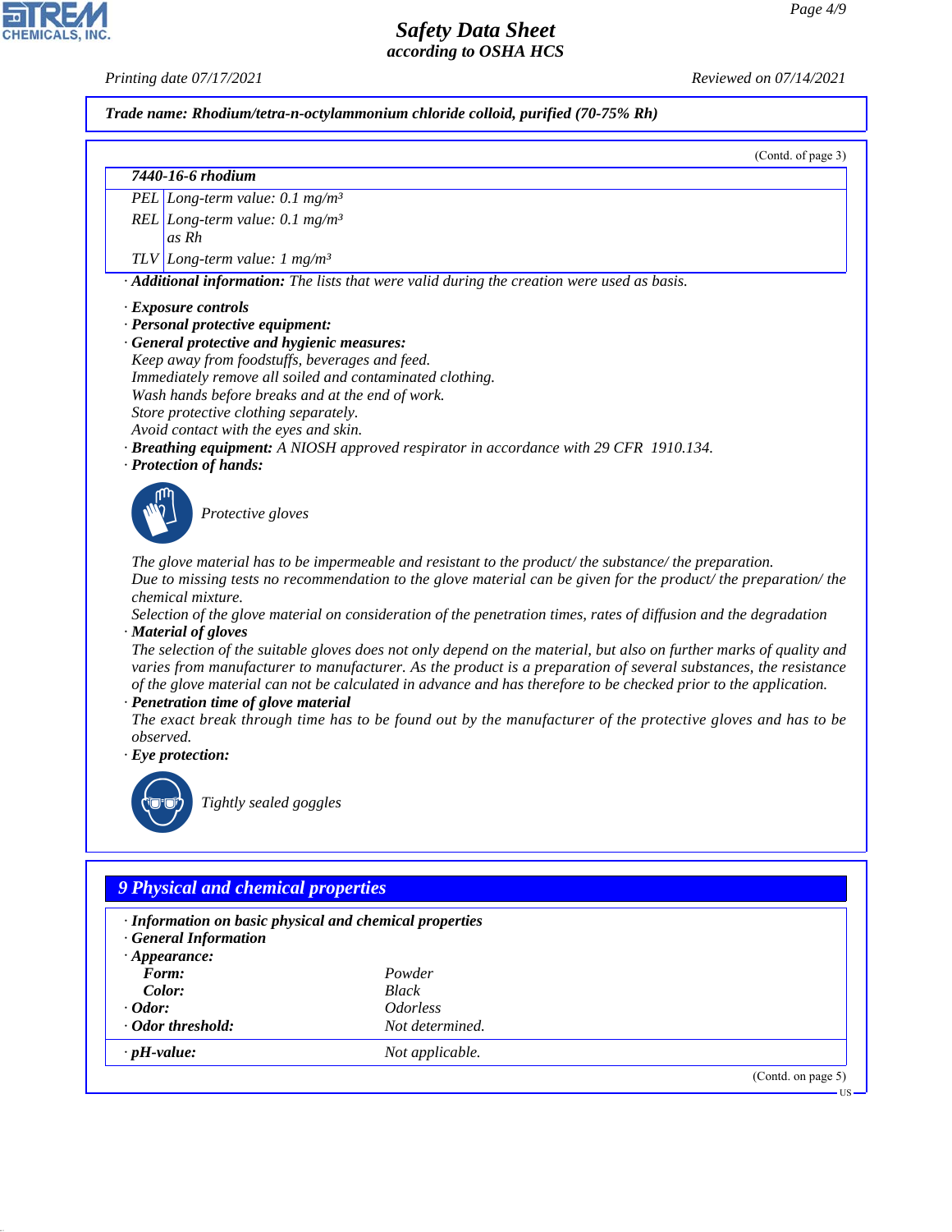Trade name: **Rhodium/tetra-n-octylammonium chloride colloid, purified (70-75% Rh)**

(Contd. of page 3)

| 7440-16-6 rhodium | |
|---|---|
| PEL | Long-term value: 0.1 mg/m³ |
| REL | Long-term value: 0.1 mg/m³<br>as Rh |
| TLV | Long-term value: 1 mg/m³ |

· **Additional information:** The lists that were valid during the creation were used as basis.

· **Exposure controls**
· **Personal protective equipment:**
· **General protective and hygienic measures:**
Keep away from foodstuffs, beverages and feed.
Immediately remove all soiled and contaminated clothing.
Wash hands before breaks and at the end of work.
Store protective clothing separately.
Avoid contact with the eyes and skin.
· **Breathing equipment:** A NIOSH approved respirator in accordance with 29 CFR 1910.134.
· **Protection of hands:**

Protective gloves

The glove material has to be impermeable and resistant to the product/ the substance/ the preparation.
Due to missing tests no recommendation to the glove material can be given for the product/ the preparation/ the chemical mixture.
Selection of the glove material on consideration of the penetration times, rates of diffusion and the degradation
· **Material of gloves**
The selection of the suitable gloves does not only depend on the material, but also on further marks of quality and varies from manufacturer to manufacturer. As the product is a preparation of several substances, the resistance of the glove material can not be calculated in advance and has therefore to be checked prior to the application.
· **Penetration time of glove material**
The exact break through time has to be found out by the manufacturer of the protective gloves and has to be observed.
· **Eye protection:**

Tightly sealed goggles

## 9 Physical and chemical properties

· **Information on basic physical and chemical properties**
· **General Information**
· **Appearance:**

| | |
|---|---|
| **Form:** | Powder |
| **Color:** | Black |
| · **Odor:** | Odorless |
| · **Odor threshold:** | Not determined. |
| · **pH-value:** | Not applicable. |

(Contd. on page 5)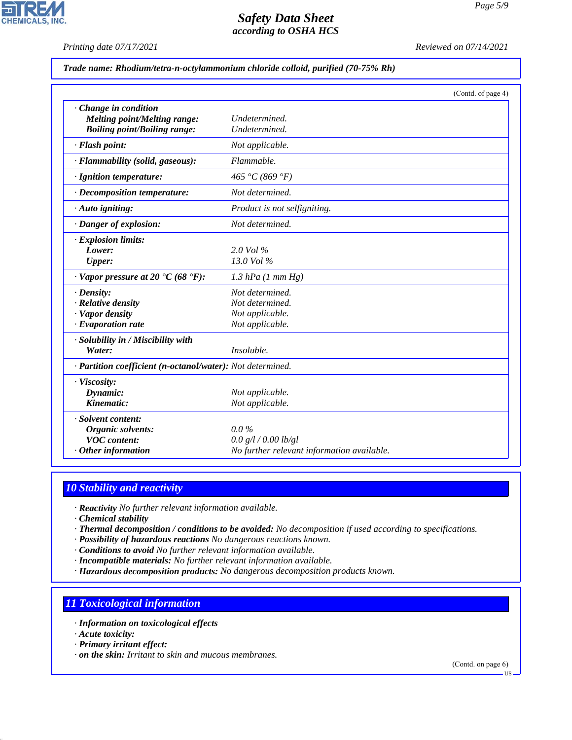**Trade name: Rhodium/tetra-n-octylammonium chloride colloid, purified (70-75% Rh)**

(Contd. of page 4)

| | |
|---|---|
| · **Change in condition** | |
| **Melting point/Melting range:** | Undetermined. |
| **Boiling point/Boiling range:** | Undetermined. |
| · **Flash point:** | Not applicable. |
| · **Flammability (solid, gaseous):** | Flammable. |
| · **Ignition temperature:** | 465 °C (869 °F) |
| · **Decomposition temperature:** | Not determined. |
| · **Auto igniting:** | Product is not selfigniting. |
| · **Danger of explosion:** | Not determined. |
| · **Explosion limits:** | |
| **Lower:** | 2.0 Vol % |
| **Upper:** | 13.0 Vol % |
| · **Vapor pressure at 20 °C (68 °F):** | 1.3 hPa (1 mm Hg) |
| · **Density:** | Not determined. |
| · **Relative density** | Not determined. |
| · **Vapor density** | Not applicable. |
| · **Evaporation rate** | Not applicable. |
| · **Solubility in / Miscibility with** | |
| **Water:** | Insoluble. |
| · **Partition coefficient (n-octanol/water):** | Not determined. |
| · **Viscosity:** | |
| **Dynamic:** | Not applicable. |
| **Kinematic:** | Not applicable. |
| · **Solvent content:** | |
| **Organic solvents:** | 0.0 % |
| **VOC content:** | 0.0 g/l / 0.00 lb/gl |
| · **Other information** | No further relevant information available. |

## 10 Stability and reactivity

· **Reactivity** No further relevant information available.
· **Chemical stability**
· **Thermal decomposition / conditions to be avoided:** No decomposition if used according to specifications.
· **Possibility of hazardous reactions** No dangerous reactions known.
· **Conditions to avoid** No further relevant information available.
· **Incompatible materials:** No further relevant information available.
· **Hazardous decomposition products:** No dangerous decomposition products known.

## 11 Toxicological information

· **Information on toxicological effects**
· **Acute toxicity:**
· **Primary irritant effect:**
· **on the skin:** Irritant to skin and mucous membranes.

(Contd. on page 6)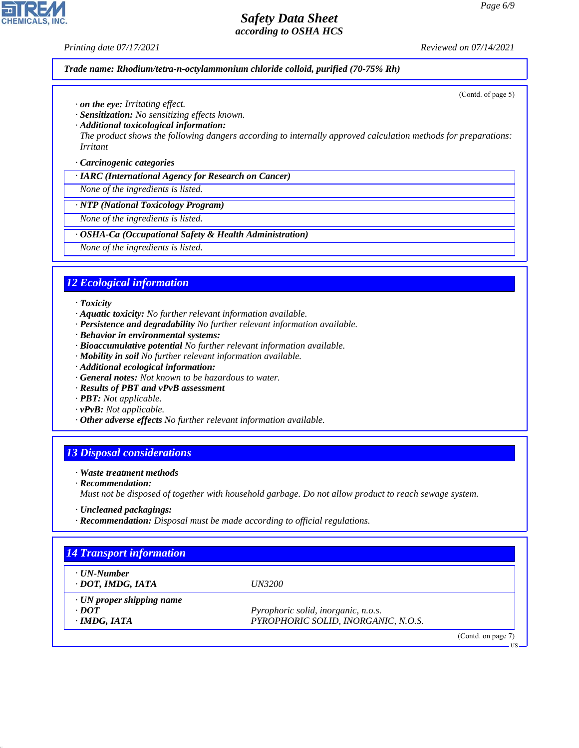**Trade name: Rhodium/tetra-n-octylammonium chloride colloid, purified (70-75% Rh)**

(Contd. of page 5)

· **on the eye:** Irritating effect.
· **Sensitization:** No sensitizing effects known.
· **Additional toxicological information:**
The product shows the following dangers according to internally approved calculation methods for preparations:
Irritant

· **Carcinogenic categories**

| · IARC (International Agency for Research on Cancer) |
| --- |
| None of the ingredients is listed. |

| · NTP (National Toxicology Program) |
| --- |
| None of the ingredients is listed. |

| · OSHA-Ca (Occupational Safety & Health Administration) |
| --- |
| None of the ingredients is listed. |

## 12 Ecological information

· **Toxicity**
· **Aquatic toxicity:** No further relevant information available.
· **Persistence and degradability** No further relevant information available.
· **Behavior in environmental systems:**
· **Bioaccumulative potential** No further relevant information available.
· **Mobility in soil** No further relevant information available.
· **Additional ecological information:**
· **General notes:** Not known to be hazardous to water.
· **Results of PBT and vPvB assessment**
· **PBT:** Not applicable.
· **vPvB:** Not applicable.
· **Other adverse effects** No further relevant information available.

## 13 Disposal considerations

· **Waste treatment methods**
· **Recommendation:**
Must not be disposed of together with household garbage. Do not allow product to reach sewage system.

· **Uncleaned packagings:**
· **Recommendation:** Disposal must be made according to official regulations.

## 14 Transport information

| | |
| --- | --- |
| · **UN-Number** | |
| · **DOT, IMDG, IATA** | UN3200 |
| · **UN proper shipping name** | |
| · **DOT** | Pyrophoric solid, inorganic, n.o.s. |
| · **IMDG, IATA** | PYROPHORIC SOLID, INORGANIC, N.O.S. |

(Contd. on page 7)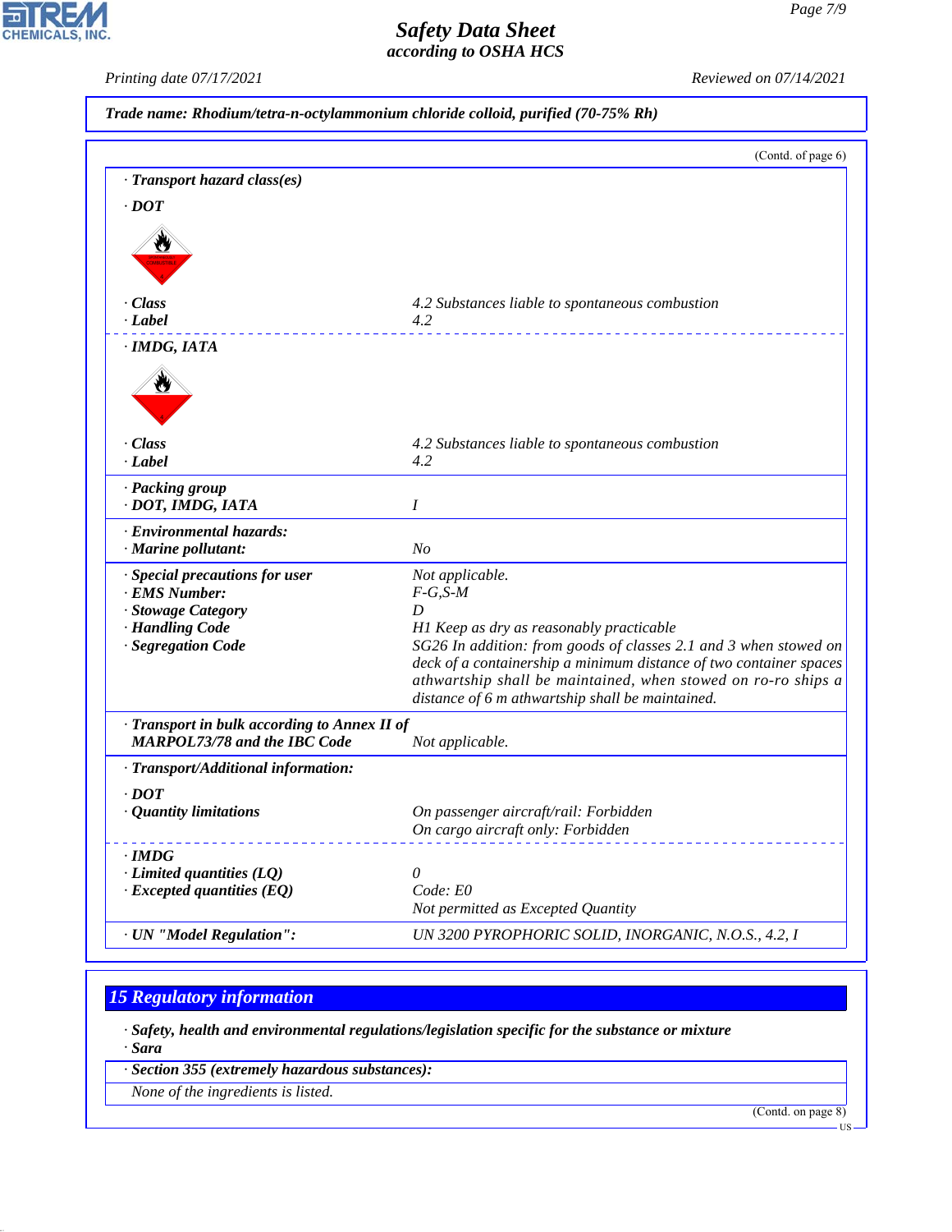Trade name: Rhodium/tetra-n-octylammonium chloride colloid, purified (70-75% Rh)

(Contd. of page 6)

· **Transport hazard class(es)**

· **DOT**

| | |
|---|---|
| · **Class** | 4.2 Substances liable to spontaneous combustion |
| · **Label** | 4.2 |

· **IMDG, IATA**

| | |
|---|---|
| · **Class** | 4.2 Substances liable to spontaneous combustion |
| · **Label** | 4.2 |
| · **Packing group** | |
| · **DOT, IMDG, IATA** | I |
| · **Environmental hazards:** | |
| · **Marine pollutant:** | No |
| · **Special precautions for user** | Not applicable. |
| · **EMS Number:** | F-G,S-M |
| · **Stowage Category** | D |
| · **Handling Code** | H1 Keep as dry as reasonably practicable |
| · **Segregation Code** | SG26 In addition: from goods of classes 2.1 and 3 when stowed on deck of a containership a minimum distance of two container spaces athwartship shall be maintained, when stowed on ro-ro ships a distance of 6 m athwartship shall be maintained. |
| · **Transport in bulk according to Annex II of MARPOL73/78 and the IBC Code** | Not applicable. |
| · **Transport/Additional information:** | |
| · **DOT** | |
| · **Quantity limitations** | On passenger aircraft/rail: Forbidden<br>On cargo aircraft only: Forbidden |
| · **IMDG** | |
| · **Limited quantities (LQ)** | 0 |
| · **Excepted quantities (EQ)** | Code: E0<br>Not permitted as Excepted Quantity |
| · **UN "Model Regulation":** | UN 3200 PYROPHORIC SOLID, INORGANIC, N.O.S., 4.2, I |

## 15 Regulatory information

· **Safety, health and environmental regulations/legislation specific for the substance or mixture**

· **Sara**

· **Section 355 (extremely hazardous substances):**

None of the ingredients is listed.

(Contd. on page 8)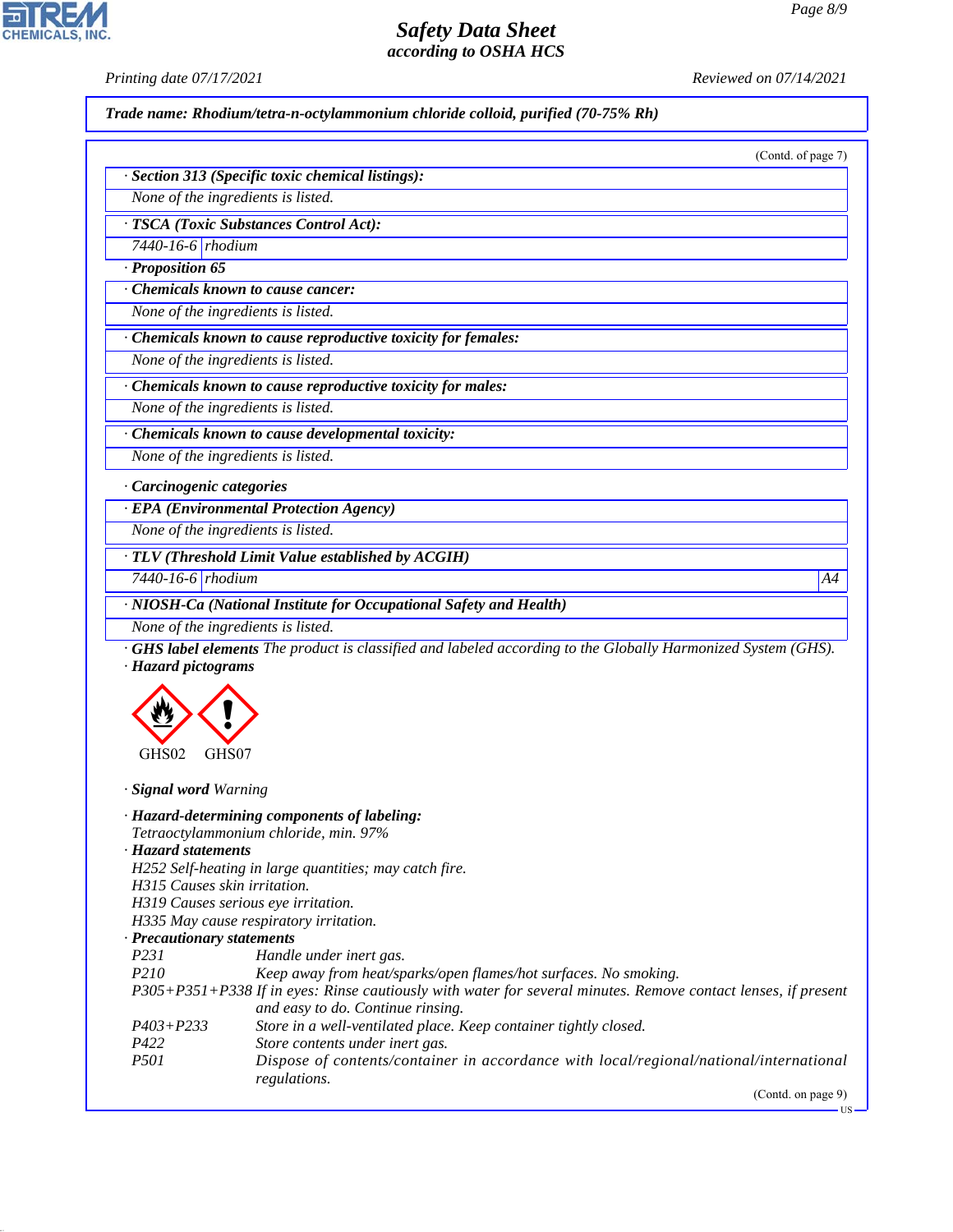Trade name: Rhodium/tetra-n-octylammonium chloride colloid, purified (70-75% Rh)

(Contd. of page 7)

· **Section 313 (Specific toxic chemical listings):**

None of the ingredients is listed.

· **TSCA (Toxic Substances Control Act):**

| | |
|---|---|
| 7440-16-6 | rhodium |

· **Proposition 65**

· **Chemicals known to cause cancer:**

None of the ingredients is listed.

· **Chemicals known to cause reproductive toxicity for females:**

None of the ingredients is listed.

· **Chemicals known to cause reproductive toxicity for males:**

None of the ingredients is listed.

· **Chemicals known to cause developmental toxicity:**

None of the ingredients is listed.

· **Carcinogenic categories**

· **EPA (Environmental Protection Agency)**

None of the ingredients is listed.

· **TLV (Threshold Limit Value established by ACGIH)**

| | | |
|---|---|---|
| 7440-16-6 | rhodium | A4 |

· **NIOSH-Ca (National Institute for Occupational Safety and Health)**

None of the ingredients is listed.

· **GHS label elements** The product is classified and labeled according to the Globally Harmonized System (GHS).

· **Hazard pictograms**

GHS02 GHS07

· **Signal word** Warning

· **Hazard-determining components of labeling:**

Tetraoctylammonium chloride, min. 97%

· **Hazard statements**

H252 Self-heating in large quantities; may catch fire.
H315 Causes skin irritation.
H319 Causes serious eye irritation.
H335 May cause respiratory irritation.

· **Precautionary statements**

| | |
|---|---|
| P231 | Handle under inert gas. |
| P210 | Keep away from heat/sparks/open flames/hot surfaces. No smoking. |
| P305+P351+P338 | If in eyes: Rinse cautiously with water for several minutes. Remove contact lenses, if present and easy to do. Continue rinsing. |
| P403+P233 | Store in a well-ventilated place. Keep container tightly closed. |
| P422 | Store contents under inert gas. |
| P501 | Dispose of contents/container in accordance with local/regional/national/international regulations. |

(Contd. on page 9)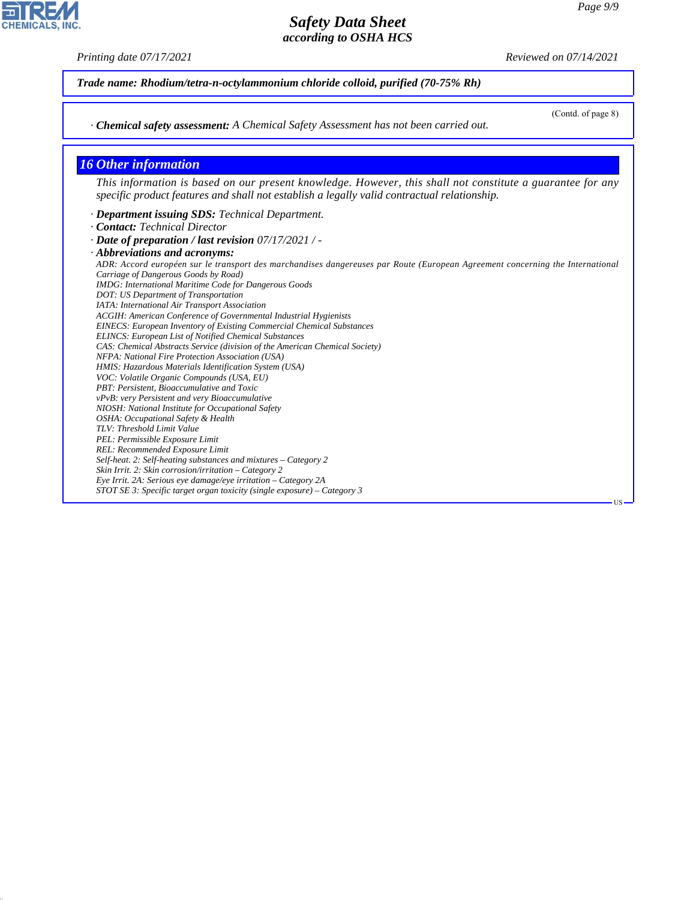**Trade name: Rhodium/tetra-n-octylammonium chloride colloid, purified (70-75% Rh)**

(Contd. of page 8)

· **Chemical safety assessment:** A Chemical Safety Assessment has not been carried out.

## 16 Other information

This information is based on our present knowledge. However, this shall not constitute a guarantee for any specific product features and shall not establish a legally valid contractual relationship.

· **Department issuing SDS:** Technical Department.
· **Contact:** Technical Director
· **Date of preparation / last revision** 07/17/2021 / -
· **Abbreviations and acronyms:**

ADR: Accord européen sur le transport des marchandises dangereuses par Route (European Agreement concerning the International Carriage of Dangerous Goods by Road)
IMDG: International Maritime Code for Dangerous Goods
DOT: US Department of Transportation
IATA: International Air Transport Association
ACGIH: American Conference of Governmental Industrial Hygienists
EINECS: European Inventory of Existing Commercial Chemical Substances
ELINCS: European List of Notified Chemical Substances
CAS: Chemical Abstracts Service (division of the American Chemical Society)
NFPA: National Fire Protection Association (USA)
HMIS: Hazardous Materials Identification System (USA)
VOC: Volatile Organic Compounds (USA, EU)
PBT: Persistent, Bioaccumulative and Toxic
vPvB: very Persistent and very Bioaccumulative
NIOSH: National Institute for Occupational Safety
OSHA: Occupational Safety & Health
TLV: Threshold Limit Value
PEL: Permissible Exposure Limit
REL: Recommended Exposure Limit
Self-heat. 2: Self-heating substances and mixtures – Category 2
Skin Irrit. 2: Skin corrosion/irritation – Category 2
Eye Irrit. 2A: Serious eye damage/eye irritation – Category 2A
STOT SE 3: Specific target organ toxicity (single exposure) – Category 3